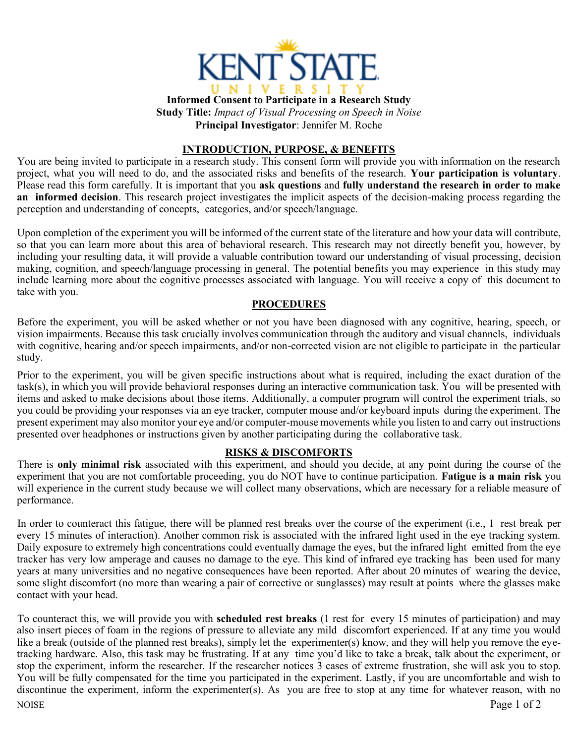**Informed Consent to Participate in a Research Study**
**Study Title:** *Impact of Visual Processing on Speech in Noise*
**Principal Investigator**: Jennifer M. Roche

## INTRODUCTION, PURPOSE, & BENEFITS

You are being invited to participate in a research study. This consent form will provide you with information on the research project, what you will need to do, and the associated risks and benefits of the research. **Your participation is voluntary**. Please read this form carefully. It is important that you **ask questions** and **fully understand the research in order to make an informed decision**. This research project investigates the implicit aspects of the decision-making process regarding the perception and understanding of concepts, categories, and/or speech/language.

Upon completion of the experiment you will be informed of the current state of the literature and how your data will contribute, so that you can learn more about this area of behavioral research. This research may not directly benefit you, however, by including your resulting data, it will provide a valuable contribution toward our understanding of visual processing, decision making, cognition, and speech/language processing in general. The potential benefits you may experience in this study may include learning more about the cognitive processes associated with language. You will receive a copy of this document to take with you.

## PROCEDURES

Before the experiment, you will be asked whether or not you have been diagnosed with any cognitive, hearing, speech, or vision impairments. Because this task crucially involves communication through the auditory and visual channels, individuals with cognitive, hearing and/or speech impairments, and/or non-corrected vision are not eligible to participate in the particular study.

Prior to the experiment, you will be given specific instructions about what is required, including the exact duration of the task(s), in which you will provide behavioral responses during an interactive communication task. You will be presented with items and asked to make decisions about those items. Additionally, a computer program will control the experiment trials, so you could be providing your responses via an eye tracker, computer mouse and/or keyboard inputs during the experiment. The present experiment may also monitor your eye and/or computer-mouse movements while you listen to and carry out instructions presented over headphones or instructions given by another participating during the collaborative task.

## RISKS & DISCOMFORTS

There is **only minimal risk** associated with this experiment, and should you decide, at any point during the course of the experiment that you are not comfortable proceeding, you do NOT have to continue participation. **Fatigue is a main risk** you will experience in the current study because we will collect many observations, which are necessary for a reliable measure of performance.

In order to counteract this fatigue, there will be planned rest breaks over the course of the experiment (i.e., 1 rest break per every 15 minutes of interaction). Another common risk is associated with the infrared light used in the eye tracking system. Daily exposure to extremely high concentrations could eventually damage the eyes, but the infrared light emitted from the eye tracker has very low amperage and causes no damage to the eye. This kind of infrared eye tracking has been used for many years at many universities and no negative consequences have been reported. After about 20 minutes of wearing the device, some slight discomfort (no more than wearing a pair of corrective or sunglasses) may result at points where the glasses make contact with your head.

To counteract this, we will provide you with **scheduled rest breaks** (1 rest for every 15 minutes of participation) and may also insert pieces of foam in the regions of pressure to alleviate any mild discomfort experienced. If at any time you would like a break (outside of the planned rest breaks), simply let the experimenter(s) know, and they will help you remove the eye-tracking hardware. Also, this task may be frustrating. If at any time you'd like to take a break, talk about the experiment, or stop the experiment, inform the researcher. If the researcher notices 3 cases of extreme frustration, she will ask you to stop. You will be fully compensated for the time you participated in the experiment. Lastly, if you are uncomfortable and wish to discontinue the experiment, inform the experimenter(s). As you are free to stop at any time for whatever reason, with no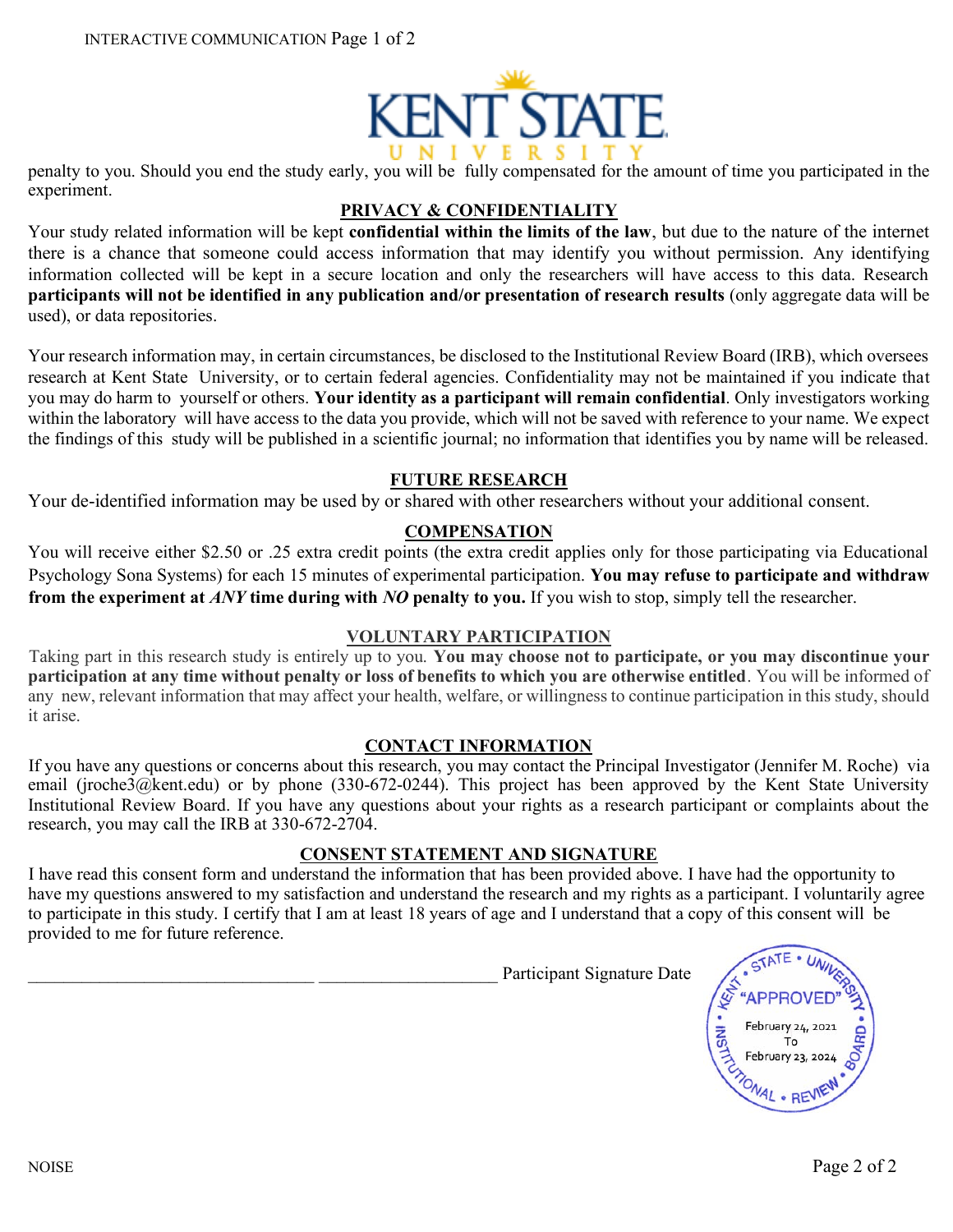penalty to you. Should you end the study early, you will be fully compensated for the amount of time you participated in the experiment.

## PRIVACY & CONFIDENTIALITY

Your study related information will be kept **confidential within the limits of the law**, but due to the nature of the internet there is a chance that someone could access information that may identify you without permission. Any identifying information collected will be kept in a secure location and only the researchers will have access to this data. Research **participants will not be identified in any publication and/or presentation of research results** (only aggregate data will be used), or data repositories.

Your research information may, in certain circumstances, be disclosed to the Institutional Review Board (IRB), which oversees research at Kent State University, or to certain federal agencies. Confidentiality may not be maintained if you indicate that you may do harm to yourself or others. **Your identity as a participant will remain confidential**. Only investigators working within the laboratory will have access to the data you provide, which will not be saved with reference to your name. We expect the findings of this study will be published in a scientific journal; no information that identifies you by name will be released.

## FUTURE RESEARCH

Your de-identified information may be used by or shared with other researchers without your additional consent.

## COMPENSATION

You will receive either $2.50 or .25 extra credit points (the extra credit applies only for those participating via Educational Psychology Sona Systems) for each 15 minutes of experimental participation. **You may refuse to participate and withdraw from the experiment at *ANY* time during with *NO* penalty to you.** If you wish to stop, simply tell the researcher.

## VOLUNTARY PARTICIPATION

Taking part in this research study is entirely up to you. **You may choose not to participate, or you may discontinue your participation at any time without penalty or loss of benefits to which you are otherwise entitled**. You will be informed of any new, relevant information that may affect your health, welfare, or willingness to continue participation in this study, should it arise.

## CONTACT INFORMATION

If you have any questions or concerns about this research, you may contact the Principal Investigator (Jennifer M. Roche) via email (jroche3@kent.edu) or by phone (330-672-0244). This project has been approved by the Kent State University Institutional Review Board. If you have any questions about your rights as a research participant or complaints about the research, you may call the IRB at 330-672-2704.

## CONSENT STATEMENT AND SIGNATURE

I have read this consent form and understand the information that has been provided above. I have had the opportunity to have my questions answered to my satisfaction and understand the research and my rights as a participant. I voluntarily agree to participate in this study. I certify that I am at least 18 years of age and I understand that a copy of this consent will be provided to me for future reference.

________________________________ ____________________ Participant Signature Date

KENT STATE UNIVERSITY INSTITUTIONAL REVIEW BOARD "APPROVED" February 24, 2021 To February 23, 2024